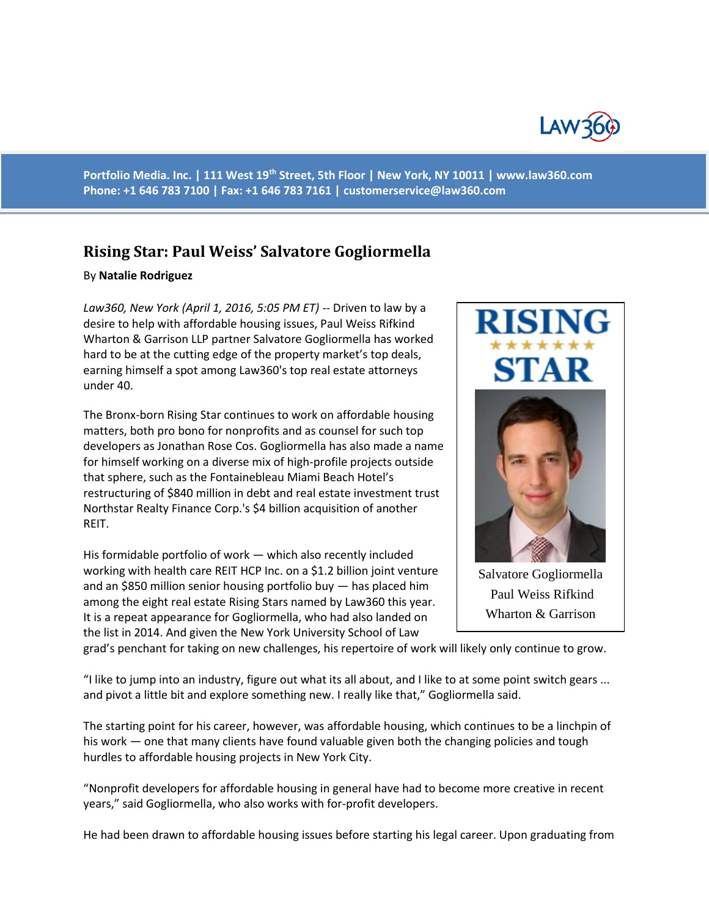Portfolio Media. Inc. | 111 West 19th Street, 5th Floor | New York, NY 10011 | www.law360.com
Phone: +1 646 783 7100 | Fax: +1 646 783 7161 | customerservice@law360.com

# Rising Star: Paul Weiss' Salvatore Gogliormella

By **Natalie Rodriguez**

*Law360, New York (April 1, 2016, 5:05 PM ET)* -- Driven to law by a desire to help with affordable housing issues, Paul Weiss Rifkind Wharton & Garrison LLP partner Salvatore Gogliormella has worked hard to be at the cutting edge of the property market's top deals, earning himself a spot among Law360's top real estate attorneys under 40.

The Bronx-born Rising Star continues to work on affordable housing matters, both pro bono for nonprofits and as counsel for such top developers as Jonathan Rose Cos. Gogliormella has also made a name for himself working on a diverse mix of high-profile projects outside that sphere, such as the Fontainebleau Miami Beach Hotel's restructuring of $840 million in debt and real estate investment trust Northstar Realty Finance Corp.'s $4 billion acquisition of another REIT.

RISING STAR

Salvatore Gogliormella
Paul Weiss Rifkind
Wharton & Garrison

His formidable portfolio of work — which also recently included working with health care REIT HCP Inc. on a $1.2 billion joint venture and an $850 million senior housing portfolio buy — has placed him among the eight real estate Rising Stars named by Law360 this year. It is a repeat appearance for Gogliormella, who had also landed on the list in 2014. And given the New York University School of Law grad's penchant for taking on new challenges, his repertoire of work will likely only continue to grow.

"I like to jump into an industry, figure out what its all about, and I like to at some point switch gears ... and pivot a little bit and explore something new. I really like that," Gogliormella said.

The starting point for his career, however, was affordable housing, which continues to be a linchpin of his work — one that many clients have found valuable given both the changing policies and tough hurdles to affordable housing projects in New York City.

"Nonprofit developers for affordable housing in general have had to become more creative in recent years," said Gogliormella, who also works with for-profit developers.

He had been drawn to affordable housing issues before starting his legal career. Upon graduating from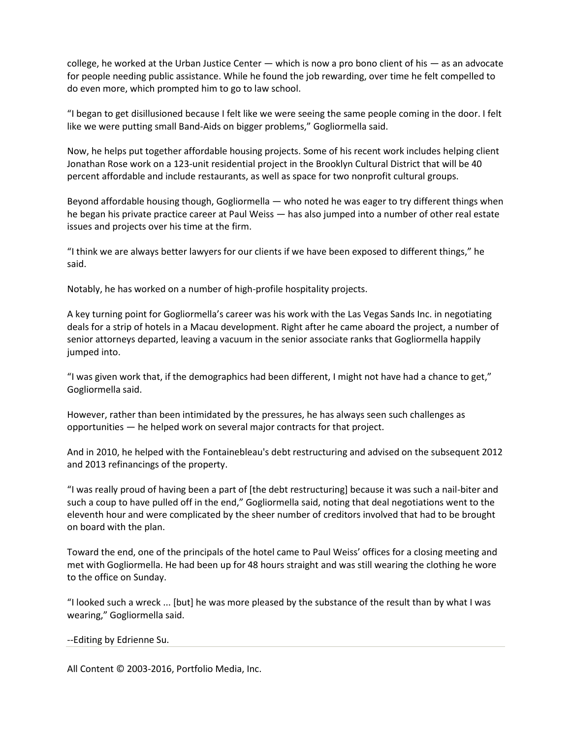college, he worked at the Urban Justice Center — which is now a pro bono client of his — as an advocate for people needing public assistance. While he found the job rewarding, over time he felt compelled to do even more, which prompted him to go to law school.

"I began to get disillusioned because I felt like we were seeing the same people coming in the door. I felt like we were putting small Band-Aids on bigger problems," Gogliormella said.

Now, he helps put together affordable housing projects. Some of his recent work includes helping client Jonathan Rose work on a 123-unit residential project in the Brooklyn Cultural District that will be 40 percent affordable and include restaurants, as well as space for two nonprofit cultural groups.

Beyond affordable housing though, Gogliormella — who noted he was eager to try different things when he began his private practice career at Paul Weiss — has also jumped into a number of other real estate issues and projects over his time at the firm.

"I think we are always better lawyers for our clients if we have been exposed to different things," he said.

Notably, he has worked on a number of high-profile hospitality projects.

A key turning point for Gogliormella's career was his work with the Las Vegas Sands Inc. in negotiating deals for a strip of hotels in a Macau development. Right after he came aboard the project, a number of senior attorneys departed, leaving a vacuum in the senior associate ranks that Gogliormella happily jumped into.

"I was given work that, if the demographics had been different, I might not have had a chance to get," Gogliormella said.

However, rather than been intimidated by the pressures, he has always seen such challenges as opportunities — he helped work on several major contracts for that project.

And in 2010, he helped with the Fontainebleau's debt restructuring and advised on the subsequent 2012 and 2013 refinancings of the property.

"I was really proud of having been a part of [the debt restructuring] because it was such a nail-biter and such a coup to have pulled off in the end," Gogliormella said, noting that deal negotiations went to the eleventh hour and were complicated by the sheer number of creditors involved that had to be brought on board with the plan.

Toward the end, one of the principals of the hotel came to Paul Weiss' offices for a closing meeting and met with Gogliormella. He had been up for 48 hours straight and was still wearing the clothing he wore to the office on Sunday.

"I looked such a wreck ... [but] he was more pleased by the substance of the result than by what I was wearing," Gogliormella said.

--Editing by Edrienne Su.

All Content © 2003-2016, Portfolio Media, Inc.